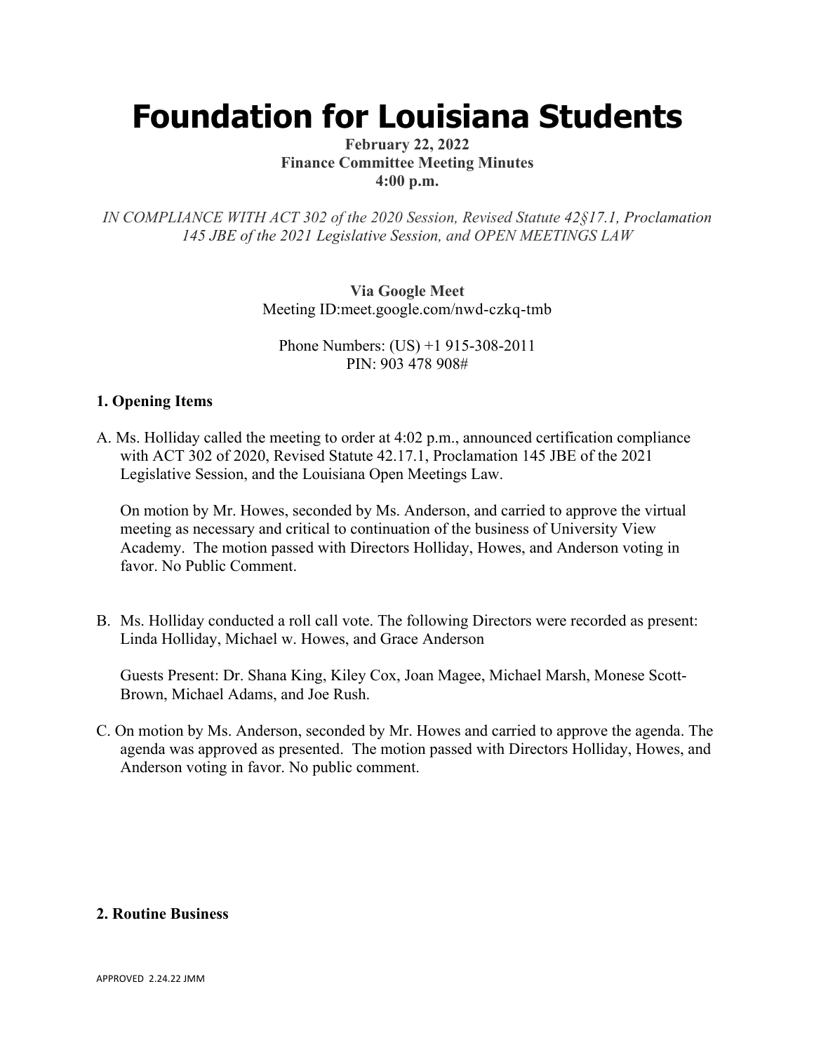# Foundation for Louisiana Students

**February 22, 2022**
**Finance Committee Meeting Minutes**
**4:00 p.m.**

*IN COMPLIANCE WITH ACT 302 of the 2020 Session, Revised Statute 42§17.1, Proclamation 145 JBE of the 2021 Legislative Session, and OPEN MEETINGS LAW*

**Via Google Meet**
Meeting ID:meet.google.com/nwd-czkq-tmb

Phone Numbers: (US) +1 915-308-2011
PIN: 903 478 908#

### 1. Opening Items

A. Ms. Holliday called the meeting to order at 4:02 p.m., announced certification compliance with ACT 302 of 2020, Revised Statute 42.17.1, Proclamation 145 JBE of the 2021 Legislative Session, and the Louisiana Open Meetings Law.

On motion by Mr. Howes, seconded by Ms. Anderson, and carried to approve the virtual meeting as necessary and critical to continuation of the business of University View Academy. The motion passed with Directors Holliday, Howes, and Anderson voting in favor. No Public Comment.

B. Ms. Holliday conducted a roll call vote. The following Directors were recorded as present: Linda Holliday, Michael w. Howes, and Grace Anderson

Guests Present: Dr. Shana King, Kiley Cox, Joan Magee, Michael Marsh, Monese Scott-Brown, Michael Adams, and Joe Rush.

C. On motion by Ms. Anderson, seconded by Mr. Howes and carried to approve the agenda. The agenda was approved as presented. The motion passed with Directors Holliday, Howes, and Anderson voting in favor. No public comment.

### 2. Routine Business

APPROVED 2.24.22 JMM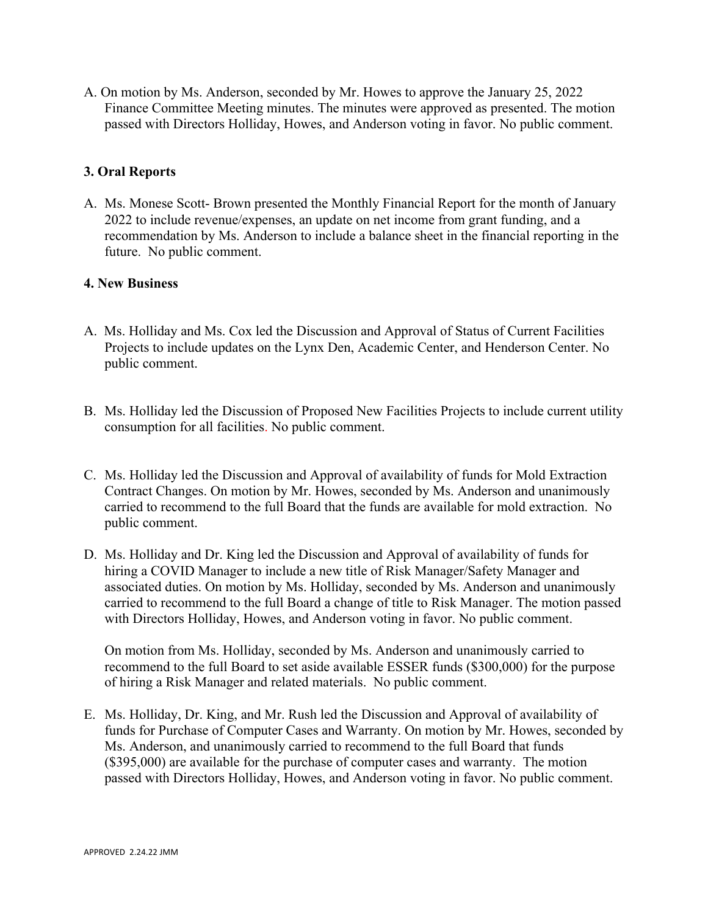A. On motion by Ms. Anderson, seconded by Mr. Howes to approve the January 25, 2022 Finance Committee Meeting minutes. The minutes were approved as presented. The motion passed with Directors Holliday, Howes, and Anderson voting in favor. No public comment.

**3. Oral Reports**

A. Ms. Monese Scott- Brown presented the Monthly Financial Report for the month of January 2022 to include revenue/expenses, an update on net income from grant funding, and a recommendation by Ms. Anderson to include a balance sheet in the financial reporting in the future. No public comment.

**4. New Business**

A. Ms. Holliday and Ms. Cox led the Discussion and Approval of Status of Current Facilities Projects to include updates on the Lynx Den, Academic Center, and Henderson Center. No public comment.

B. Ms. Holliday led the Discussion of Proposed New Facilities Projects to include current utility consumption for all facilities. No public comment.

C. Ms. Holliday led the Discussion and Approval of availability of funds for Mold Extraction Contract Changes. On motion by Mr. Howes, seconded by Ms. Anderson and unanimously carried to recommend to the full Board that the funds are available for mold extraction. No public comment.

D. Ms. Holliday and Dr. King led the Discussion and Approval of availability of funds for hiring a COVID Manager to include a new title of Risk Manager/Safety Manager and associated duties. On motion by Ms. Holliday, seconded by Ms. Anderson and unanimously carried to recommend to the full Board a change of title to Risk Manager. The motion passed with Directors Holliday, Howes, and Anderson voting in favor. No public comment.

   On motion from Ms. Holliday, seconded by Ms. Anderson and unanimously carried to recommend to the full Board to set aside available ESSER funds ($300,000) for the purpose of hiring a Risk Manager and related materials. No public comment.

E. Ms. Holliday, Dr. King, and Mr. Rush led the Discussion and Approval of availability of funds for Purchase of Computer Cases and Warranty. On motion by Mr. Howes, seconded by Ms. Anderson, and unanimously carried to recommend to the full Board that funds ($395,000) are available for the purchase of computer cases and warranty. The motion passed with Directors Holliday, Howes, and Anderson voting in favor. No public comment.

APPROVED 2.24.22 JMM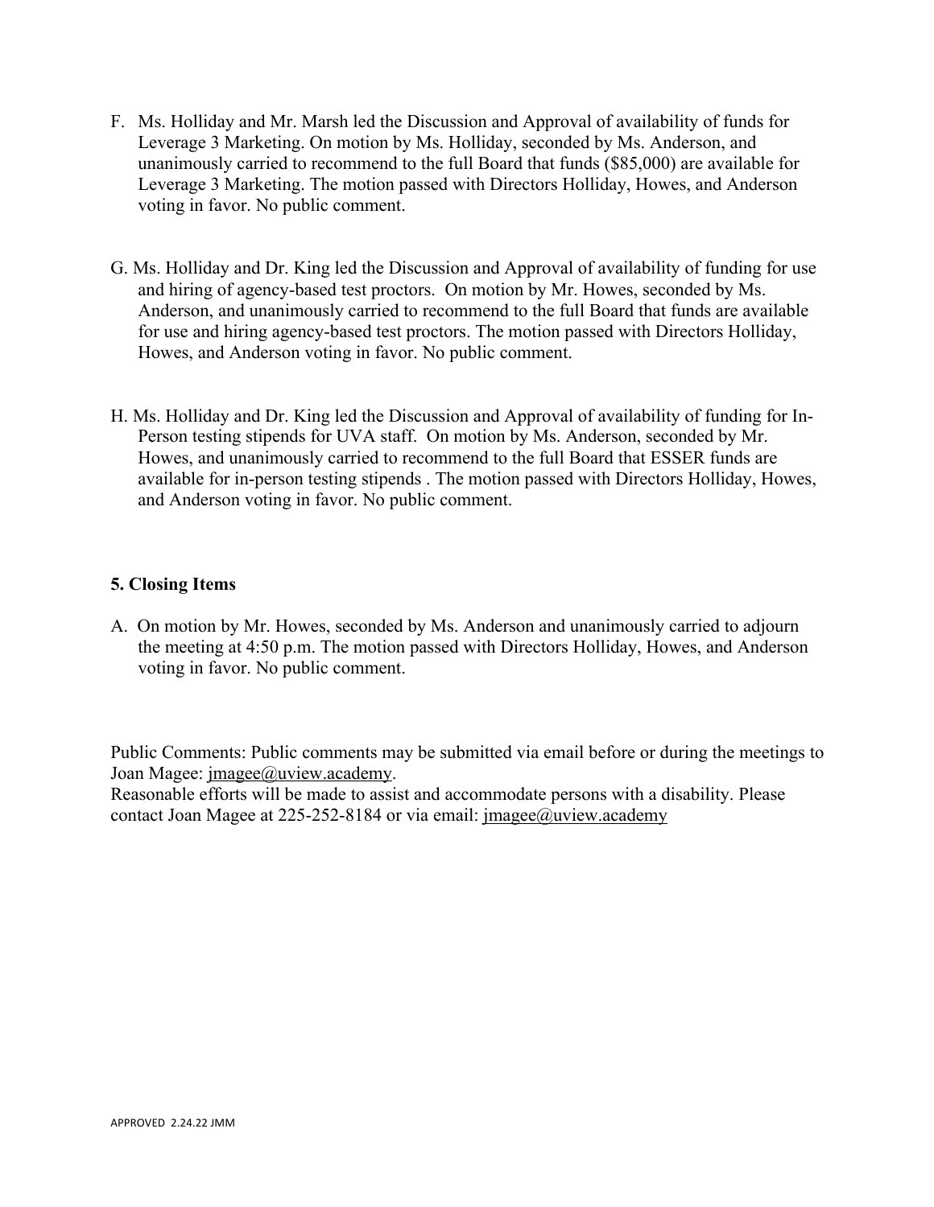F. Ms. Holliday and Mr. Marsh led the Discussion and Approval of availability of funds for Leverage 3 Marketing. On motion by Ms. Holliday, seconded by Ms. Anderson, and unanimously carried to recommend to the full Board that funds ($85,000) are available for Leverage 3 Marketing. The motion passed with Directors Holliday, Howes, and Anderson voting in favor. No public comment.

G. Ms. Holliday and Dr. King led the Discussion and Approval of availability of funding for use and hiring of agency-based test proctors. On motion by Mr. Howes, seconded by Ms. Anderson, and unanimously carried to recommend to the full Board that funds are available for use and hiring agency-based test proctors. The motion passed with Directors Holliday, Howes, and Anderson voting in favor. No public comment.

H. Ms. Holliday and Dr. King led the Discussion and Approval of availability of funding for In-Person testing stipends for UVA staff. On motion by Ms. Anderson, seconded by Mr. Howes, and unanimously carried to recommend to the full Board that ESSER funds are available for in-person testing stipends . The motion passed with Directors Holliday, Howes, and Anderson voting in favor. No public comment.

**5. Closing Items**

A. On motion by Mr. Howes, seconded by Ms. Anderson and unanimously carried to adjourn the meeting at 4:50 p.m. The motion passed with Directors Holliday, Howes, and Anderson voting in favor. No public comment.

Public Comments: Public comments may be submitted via email before or during the meetings to Joan Magee: jmagee@uview.academy.
Reasonable efforts will be made to assist and accommodate persons with a disability. Please contact Joan Magee at 225-252-8184 or via email: jmagee@uview.academy

APPROVED 2.24.22 JMM